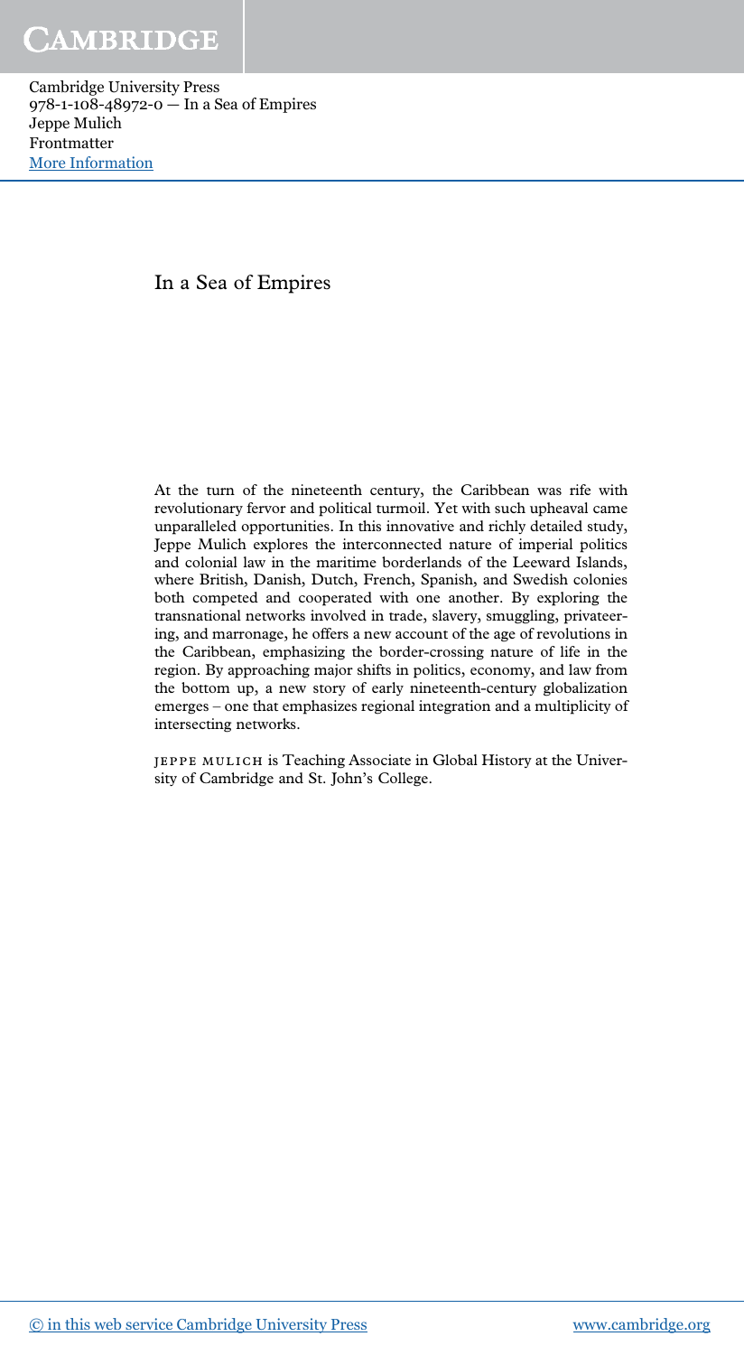# In a Sea of Empires

At the turn of the nineteenth century, the Caribbean was rife with revolutionary fervor and political turmoil. Yet with such upheaval came unparalleled opportunities. In this innovative and richly detailed study, Jeppe Mulich explores the interconnected nature of imperial politics and colonial law in the maritime borderlands of the Leeward Islands, where British, Danish, Dutch, French, Spanish, and Swedish colonies both competed and cooperated with one another. By exploring the transnational networks involved in trade, slavery, smuggling, privateering, and marronage, he offers a new account of the age of revolutions in the Caribbean, emphasizing the border-crossing nature of life in the region. By approaching major shifts in politics, economy, and law from the bottom up, a new story of early nineteenth-century globalization emerges – one that emphasizes regional integration and a multiplicity of intersecting networks.

JEPPE MULICH is Teaching Associate in Global History at the University of Cambridge and St. John's College.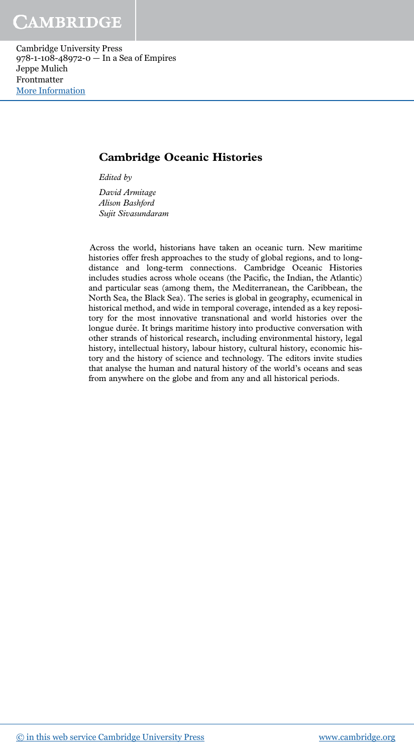## Cambridge Oceanic Histories

*Edited by*

*David Armitage*
*Alison Bashford*
*Sujit Sivasundaram*

Across the world, historians have taken an oceanic turn. New maritime histories offer fresh approaches to the study of global regions, and to long-distance and long-term connections. Cambridge Oceanic Histories includes studies across whole oceans (the Pacific, the Indian, the Atlantic) and particular seas (among them, the Mediterranean, the Caribbean, the North Sea, the Black Sea). The series is global in geography, ecumenical in historical method, and wide in temporal coverage, intended as a key repository for the most innovative transnational and world histories over the longue durée. It brings maritime history into productive conversation with other strands of historical research, including environmental history, legal history, intellectual history, labour history, cultural history, economic history and the history of science and technology. The editors invite studies that analyse the human and natural history of the world's oceans and seas from anywhere on the globe and from any and all historical periods.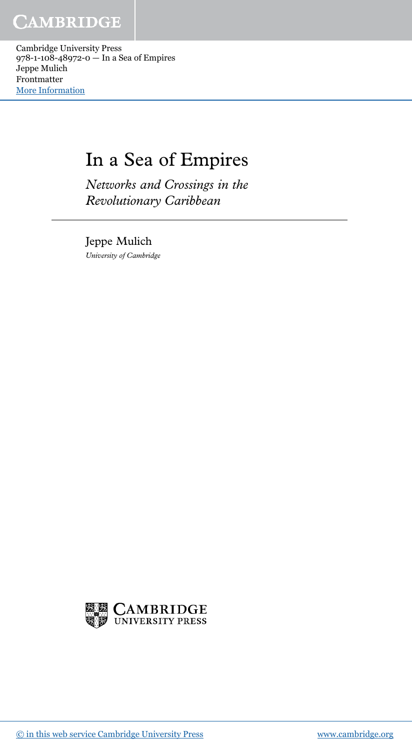# In a Sea of Empires

*Networks and Crossings in the Revolutionary Caribbean*

Jeppe Mulich

*University of Cambridge*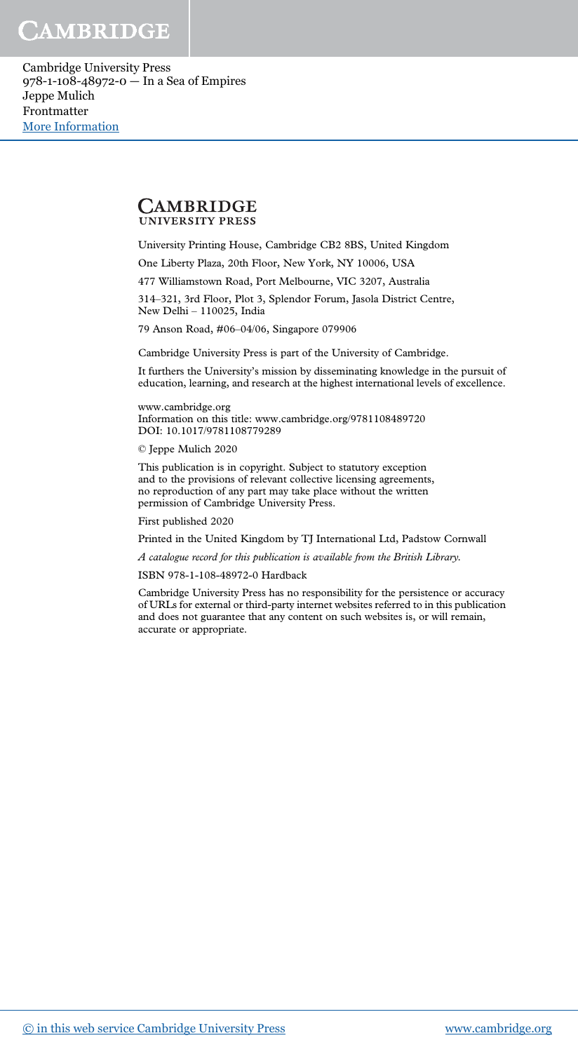**CAMBRIDGE**
UNIVERSITY PRESS

University Printing House, Cambridge CB2 8BS, United Kingdom

One Liberty Plaza, 20th Floor, New York, NY 10006, USA

477 Williamstown Road, Port Melbourne, VIC 3207, Australia

314–321, 3rd Floor, Plot 3, Splendor Forum, Jasola District Centre, New Delhi – 110025, India

79 Anson Road, #06–04/06, Singapore 079906

Cambridge University Press is part of the University of Cambridge.

It furthers the University's mission by disseminating knowledge in the pursuit of education, learning, and research at the highest international levels of excellence.

www.cambridge.org
Information on this title: www.cambridge.org/9781108489720
DOI: 10.1017/9781108779289

© Jeppe Mulich 2020

This publication is in copyright. Subject to statutory exception and to the provisions of relevant collective licensing agreements, no reproduction of any part may take place without the written permission of Cambridge University Press.

First published 2020

Printed in the United Kingdom by TJ International Ltd, Padstow Cornwall

*A catalogue record for this publication is available from the British Library.*

ISBN 978-1-108-48972-0 Hardback

Cambridge University Press has no responsibility for the persistence or accuracy of URLs for external or third-party internet websites referred to in this publication and does not guarantee that any content on such websites is, or will remain, accurate or appropriate.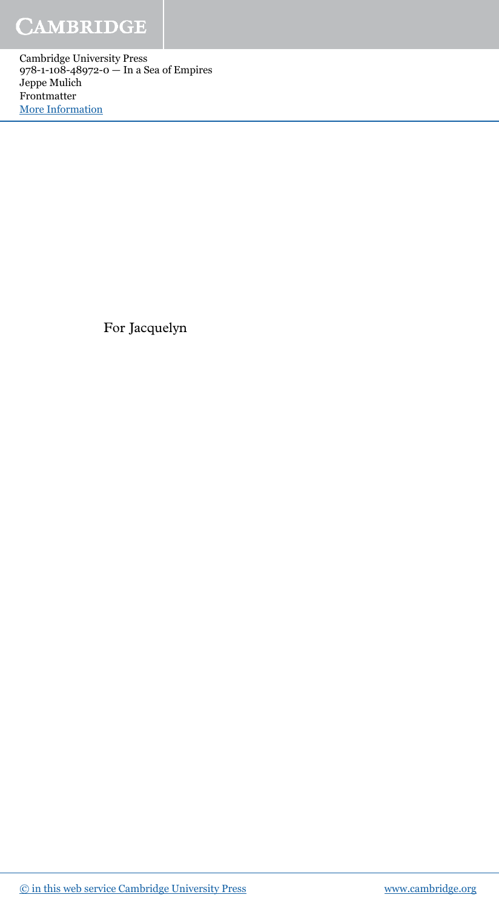For Jacquelyn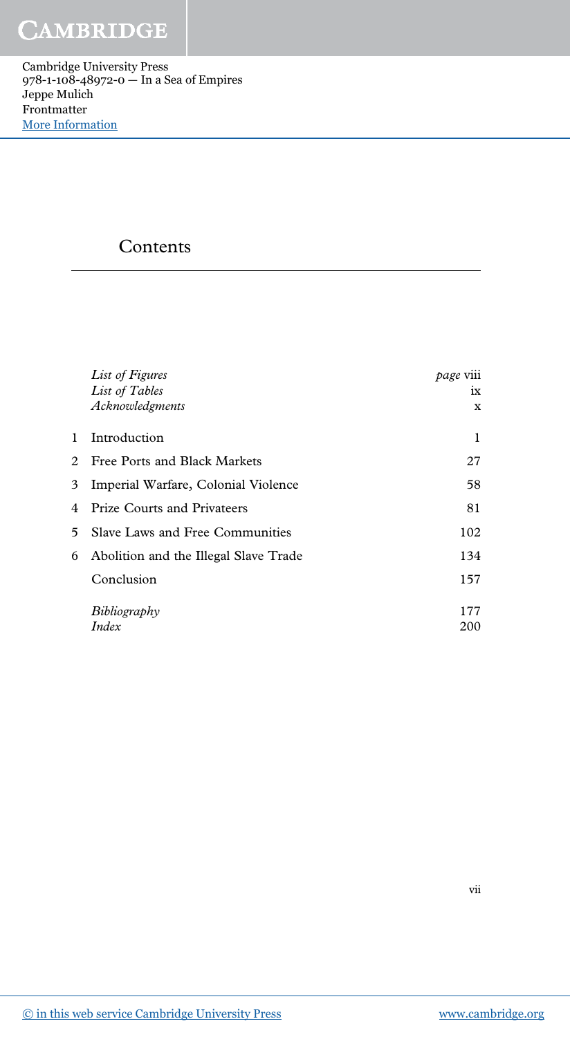# Contents

| | | |
|---|---|---|
| | *List of Figures* | *page* viii |
| | *List of Tables* | ix |
| | *Acknowledgments* | x |
| 1 | Introduction | 1 |
| 2 | Free Ports and Black Markets | 27 |
| 3 | Imperial Warfare, Colonial Violence | 58 |
| 4 | Prize Courts and Privateers | 81 |
| 5 | Slave Laws and Free Communities | 102 |
| 6 | Abolition and the Illegal Slave Trade | 134 |
| | Conclusion | 157 |
| | *Bibliography* | 177 |
| | *Index* | 200 |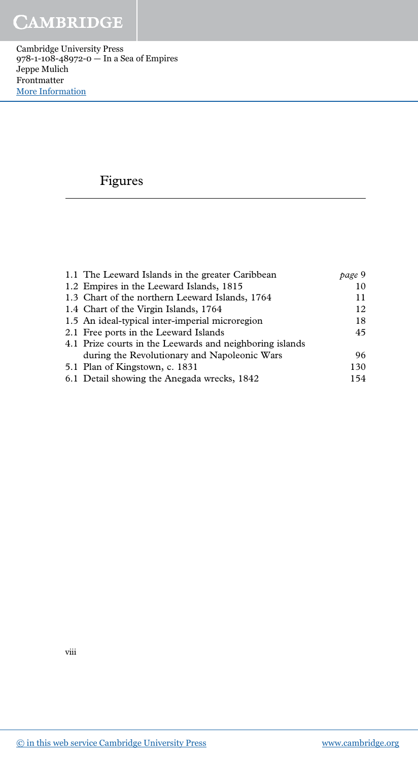# Figures

| | |
|---|---|
| 1.1 The Leeward Islands in the greater Caribbean | *page* 9 |
| 1.2 Empires in the Leeward Islands, 1815 | 10 |
| 1.3 Chart of the northern Leeward Islands, 1764 | 11 |
| 1.4 Chart of the Virgin Islands, 1764 | 12 |
| 1.5 An ideal-typical inter-imperial microregion | 18 |
| 2.1 Free ports in the Leeward Islands | 45 |
| 4.1 Prize courts in the Leewards and neighboring islands during the Revolutionary and Napoleonic Wars | 96 |
| 5.1 Plan of Kingstown, c. 1831 | 130 |
| 6.1 Detail showing the Anegada wrecks, 1842 | 154 |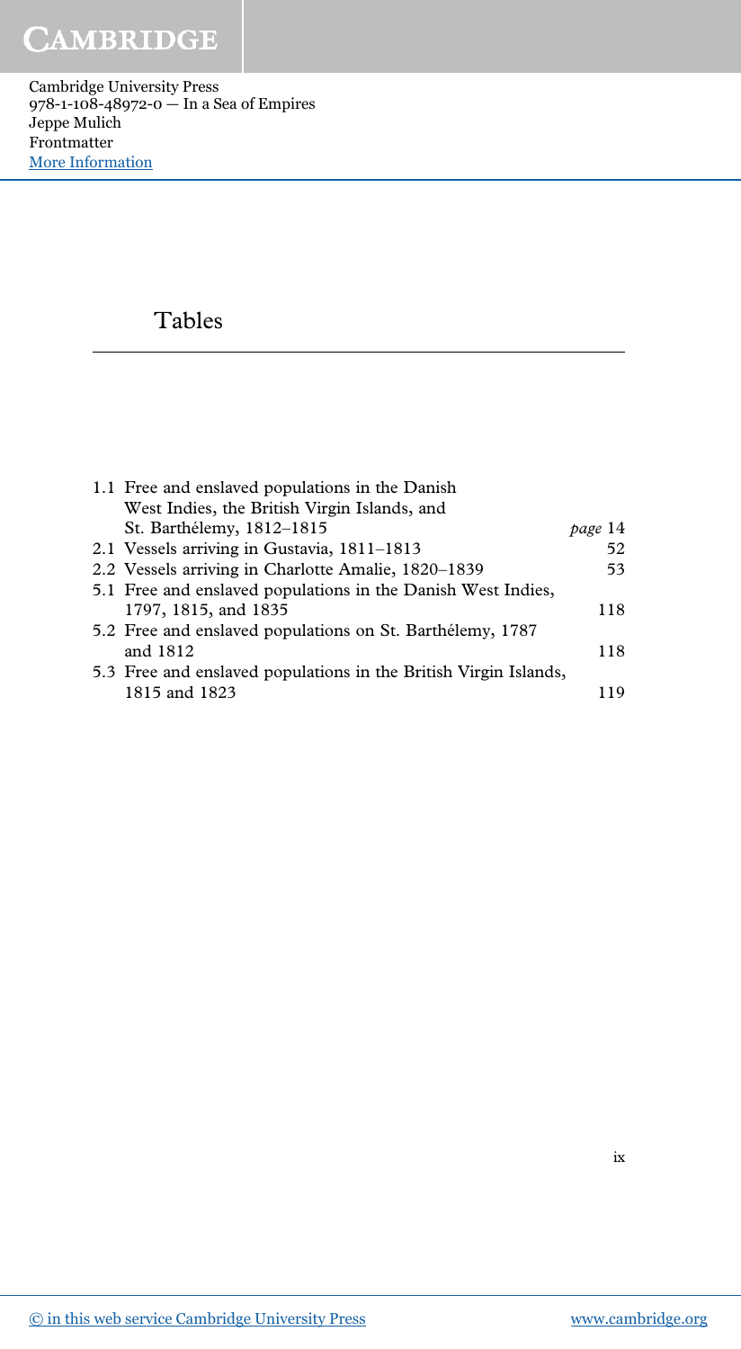# Tables

| | | |
|---|---|---|
| 1.1 | Free and enslaved populations in the Danish West Indies, the British Virgin Islands, and St. Barthélemy, 1812–1815 | *page* 14 |
| 2.1 | Vessels arriving in Gustavia, 1811–1813 | 52 |
| 2.2 | Vessels arriving in Charlotte Amalie, 1820–1839 | 53 |
| 5.1 | Free and enslaved populations in the Danish West Indies, 1797, 1815, and 1835 | 118 |
| 5.2 | Free and enslaved populations on St. Barthélemy, 1787 and 1812 | 118 |
| 5.3 | Free and enslaved populations in the British Virgin Islands, 1815 and 1823 | 119 |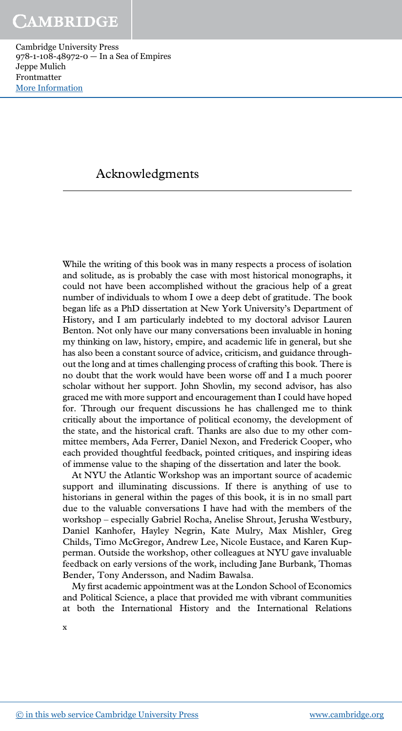# Acknowledgments

While the writing of this book was in many respects a process of isolation and solitude, as is probably the case with most historical monographs, it could not have been accomplished without the gracious help of a great number of individuals to whom I owe a deep debt of gratitude. The book began life as a PhD dissertation at New York University's Department of History, and I am particularly indebted to my doctoral advisor Lauren Benton. Not only have our many conversations been invaluable in honing my thinking on law, history, empire, and academic life in general, but she has also been a constant source of advice, criticism, and guidance throughout the long and at times challenging process of crafting this book. There is no doubt that the work would have been worse off and I a much poorer scholar without her support. John Shovlin, my second advisor, has also graced me with more support and encouragement than I could have hoped for. Through our frequent discussions he has challenged me to think critically about the importance of political economy, the development of the state, and the historical craft. Thanks are also due to my other committee members, Ada Ferrer, Daniel Nexon, and Frederick Cooper, who each provided thoughtful feedback, pointed critiques, and inspiring ideas of immense value to the shaping of the dissertation and later the book.

At NYU the Atlantic Workshop was an important source of academic support and illuminating discussions. If there is anything of use to historians in general within the pages of this book, it is in no small part due to the valuable conversations I have had with the members of the workshop – especially Gabriel Rocha, Anelise Shrout, Jerusha Westbury, Daniel Kanhofer, Hayley Negrin, Kate Mulry, Max Mishler, Greg Childs, Timo McGregor, Andrew Lee, Nicole Eustace, and Karen Kupperman. Outside the workshop, other colleagues at NYU gave invaluable feedback on early versions of the work, including Jane Burbank, Thomas Bender, Tony Andersson, and Nadim Bawalsa.

My first academic appointment was at the London School of Economics and Political Science, a place that provided me with vibrant communities at both the International History and the International Relations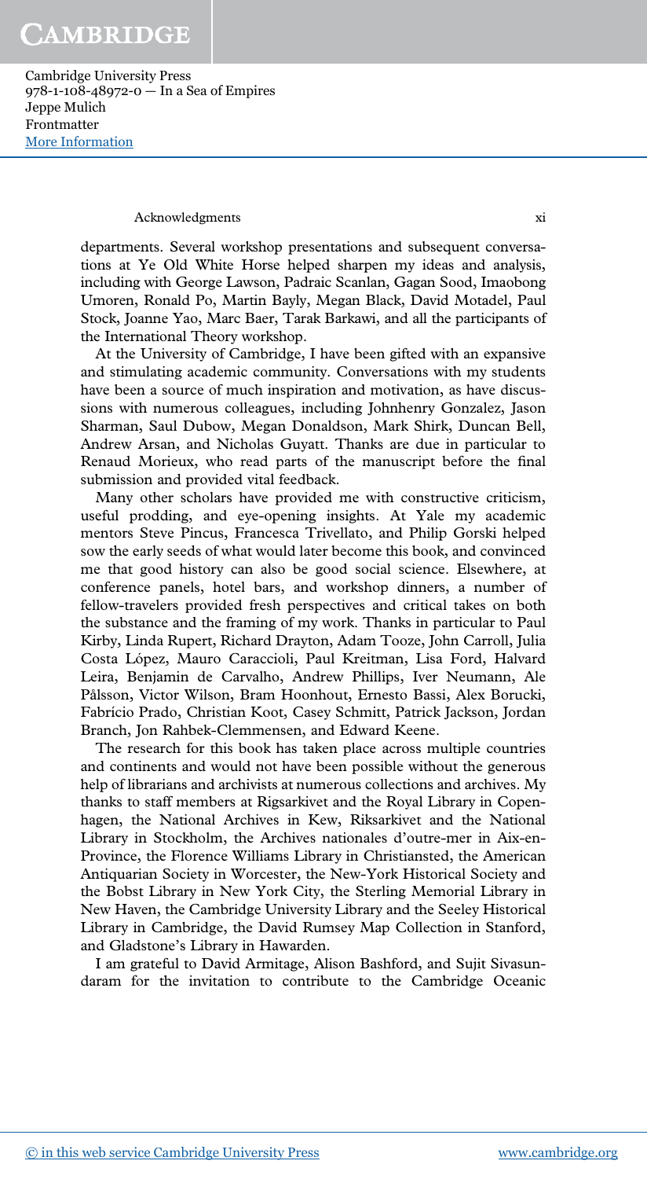departments. Several workshop presentations and subsequent conversations at Ye Old White Horse helped sharpen my ideas and analysis, including with George Lawson, Padraic Scanlan, Gagan Sood, Imaobong Umoren, Ronald Po, Martin Bayly, Megan Black, David Motadel, Paul Stock, Joanne Yao, Marc Baer, Tarak Barkawi, and all the participants of the International Theory workshop.

At the University of Cambridge, I have been gifted with an expansive and stimulating academic community. Conversations with my students have been a source of much inspiration and motivation, as have discussions with numerous colleagues, including Johnhenry Gonzalez, Jason Sharman, Saul Dubow, Megan Donaldson, Mark Shirk, Duncan Bell, Andrew Arsan, and Nicholas Guyatt. Thanks are due in particular to Renaud Morieux, who read parts of the manuscript before the final submission and provided vital feedback.

Many other scholars have provided me with constructive criticism, useful prodding, and eye-opening insights. At Yale my academic mentors Steve Pincus, Francesca Trivellato, and Philip Gorski helped sow the early seeds of what would later become this book, and convinced me that good history can also be good social science. Elsewhere, at conference panels, hotel bars, and workshop dinners, a number of fellow-travelers provided fresh perspectives and critical takes on both the substance and the framing of my work. Thanks in particular to Paul Kirby, Linda Rupert, Richard Drayton, Adam Tooze, John Carroll, Julia Costa López, Mauro Caraccioli, Paul Kreitman, Lisa Ford, Halvard Leira, Benjamin de Carvalho, Andrew Phillips, Iver Neumann, Ale Pålsson, Victor Wilson, Bram Hoonhout, Ernesto Bassi, Alex Borucki, Fabrício Prado, Christian Koot, Casey Schmitt, Patrick Jackson, Jordan Branch, Jon Rahbek-Clemmensen, and Edward Keene.

The research for this book has taken place across multiple countries and continents and would not have been possible without the generous help of librarians and archivists at numerous collections and archives. My thanks to staff members at Rigsarkivet and the Royal Library in Copenhagen, the National Archives in Kew, Riksarkivet and the National Library in Stockholm, the Archives nationales d'outre-mer in Aix-en-Province, the Florence Williams Library in Christiansted, the American Antiquarian Society in Worcester, the New-York Historical Society and the Bobst Library in New York City, the Sterling Memorial Library in New Haven, the Cambridge University Library and the Seeley Historical Library in Cambridge, the David Rumsey Map Collection in Stanford, and Gladstone's Library in Hawarden.

I am grateful to David Armitage, Alison Bashford, and Sujit Sivasundaram for the invitation to contribute to the Cambridge Oceanic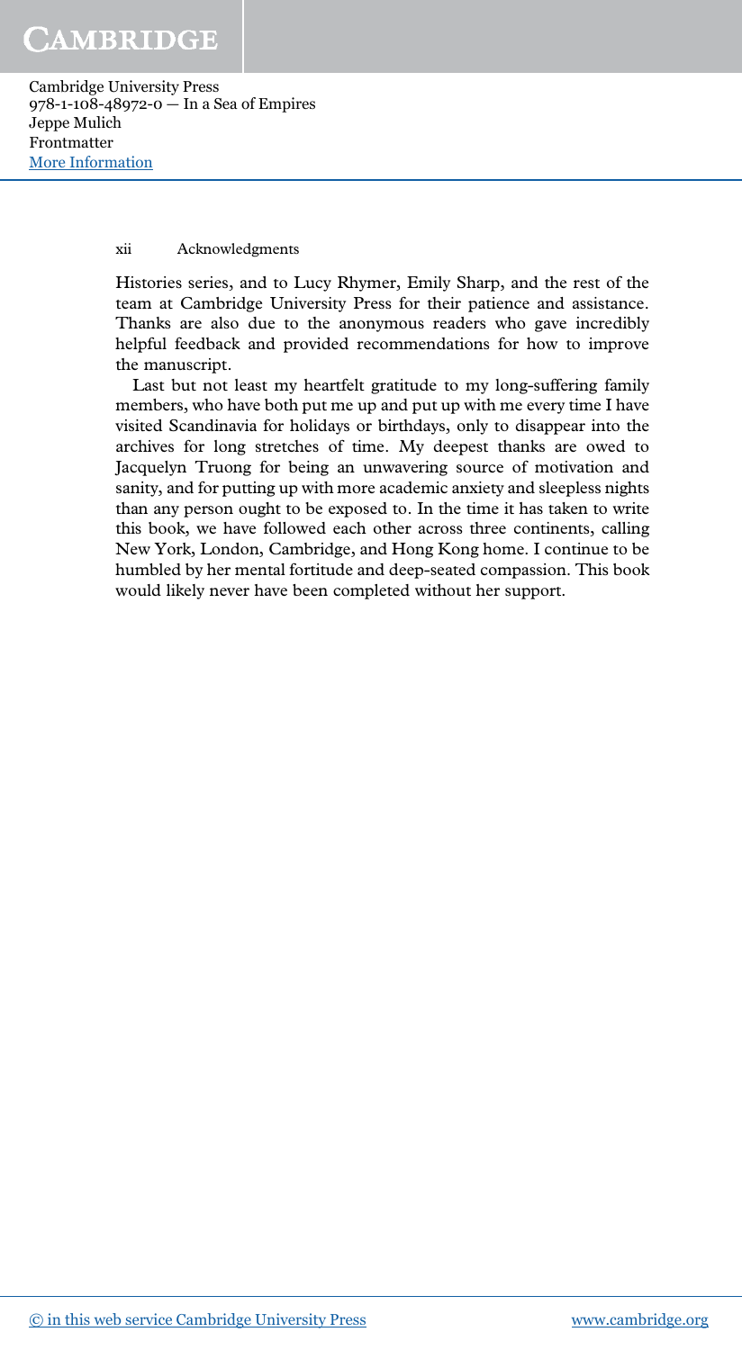Histories series, and to Lucy Rhymer, Emily Sharp, and the rest of the team at Cambridge University Press for their patience and assistance. Thanks are also due to the anonymous readers who gave incredibly helpful feedback and provided recommendations for how to improve the manuscript.

Last but not least my heartfelt gratitude to my long-suffering family members, who have both put me up and put up with me every time I have visited Scandinavia for holidays or birthdays, only to disappear into the archives for long stretches of time. My deepest thanks are owed to Jacquelyn Truong for being an unwavering source of motivation and sanity, and for putting up with more academic anxiety and sleepless nights than any person ought to be exposed to. In the time it has taken to write this book, we have followed each other across three continents, calling New York, London, Cambridge, and Hong Kong home. I continue to be humbled by her mental fortitude and deep-seated compassion. This book would likely never have been completed without her support.